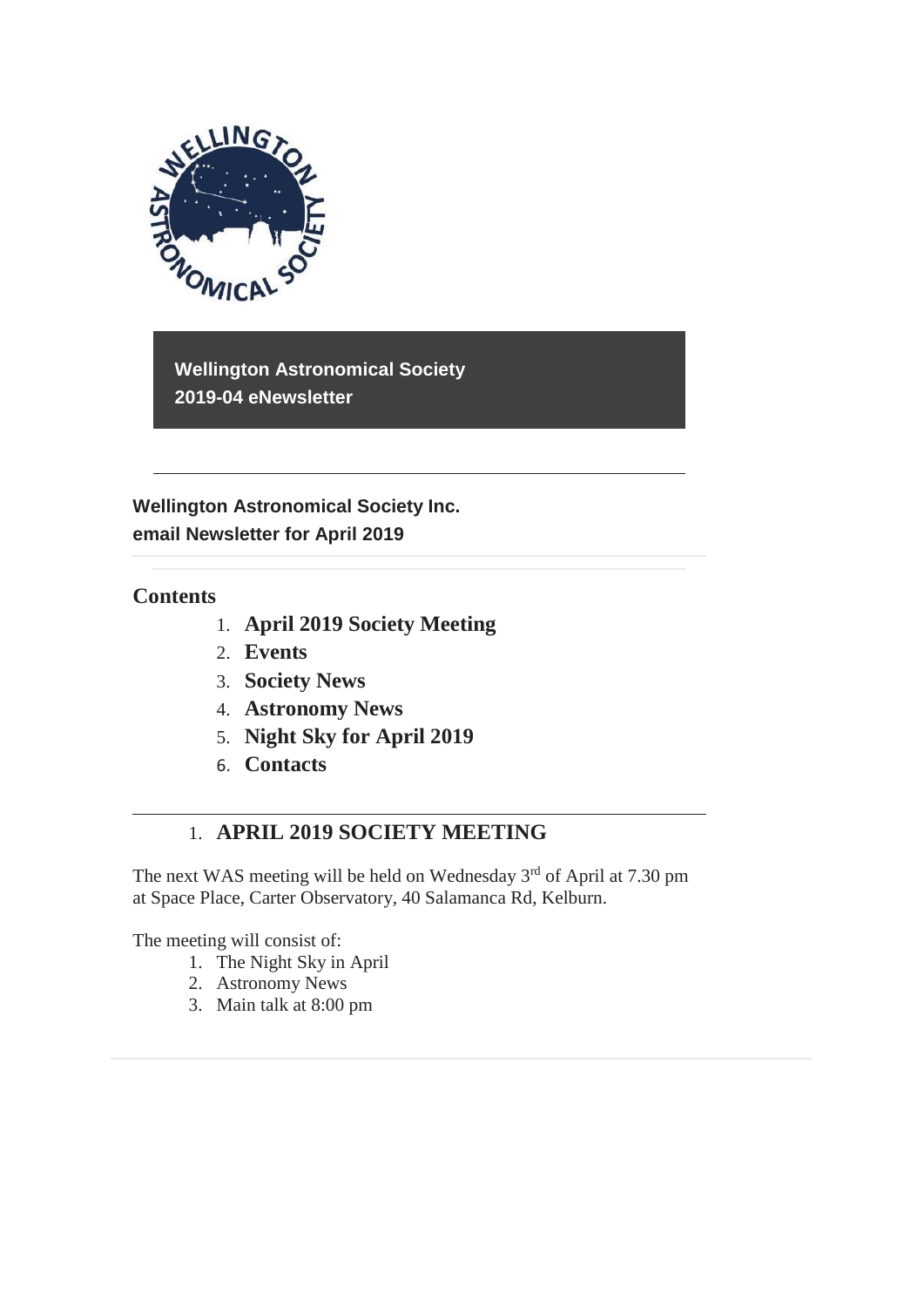**Wellington Astronomical Society**
**2019-04 eNewsletter**

---

**Wellington Astronomical Society Inc.**
**email Newsletter for April 2019**

## Contents

1. **April 2019 Society Meeting**
2. **Events**
3. **Society News**
4. **Astronomy News**
5. **Night Sky for April 2019**
6. **Contacts**

---

## 1. APRIL 2019 SOCIETY MEETING

The next WAS meeting will be held on Wednesday 3rd of April at 7.30 pm at Space Place, Carter Observatory, 40 Salamanca Rd, Kelburn.

The meeting will consist of:

1. The Night Sky in April
2. Astronomy News
3. Main talk at 8:00 pm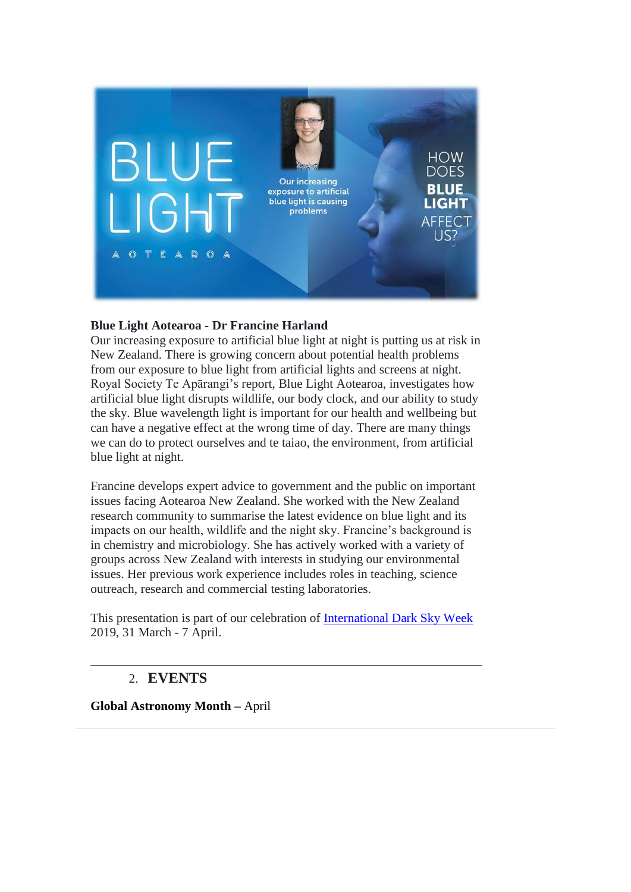**Blue Light Aotearoa - Dr Francine Harland**
Our increasing exposure to artificial blue light at night is putting us at risk in New Zealand. There is growing concern about potential health problems from our exposure to blue light from artificial lights and screens at night. Royal Society Te Apārangi's report, Blue Light Aotearoa, investigates how artificial blue light disrupts wildlife, our body clock, and our ability to study the sky. Blue wavelength light is important for our health and wellbeing but can have a negative effect at the wrong time of day. There are many things we can do to protect ourselves and te taiao, the environment, from artificial blue light at night.

Francine develops expert advice to government and the public on important issues facing Aotearoa New Zealand. She worked with the New Zealand research community to summarise the latest evidence on blue light and its impacts on our health, wildlife and the night sky. Francine's background is in chemistry and microbiology. She has actively worked with a variety of groups across New Zealand with interests in studying our environmental issues. Her previous work experience includes roles in teaching, science outreach, research and commercial testing laboratories.

This presentation is part of our celebration of International Dark Sky Week 2019, 31 March - 7 April.

---

## 2. EVENTS

**Global Astronomy Month** – April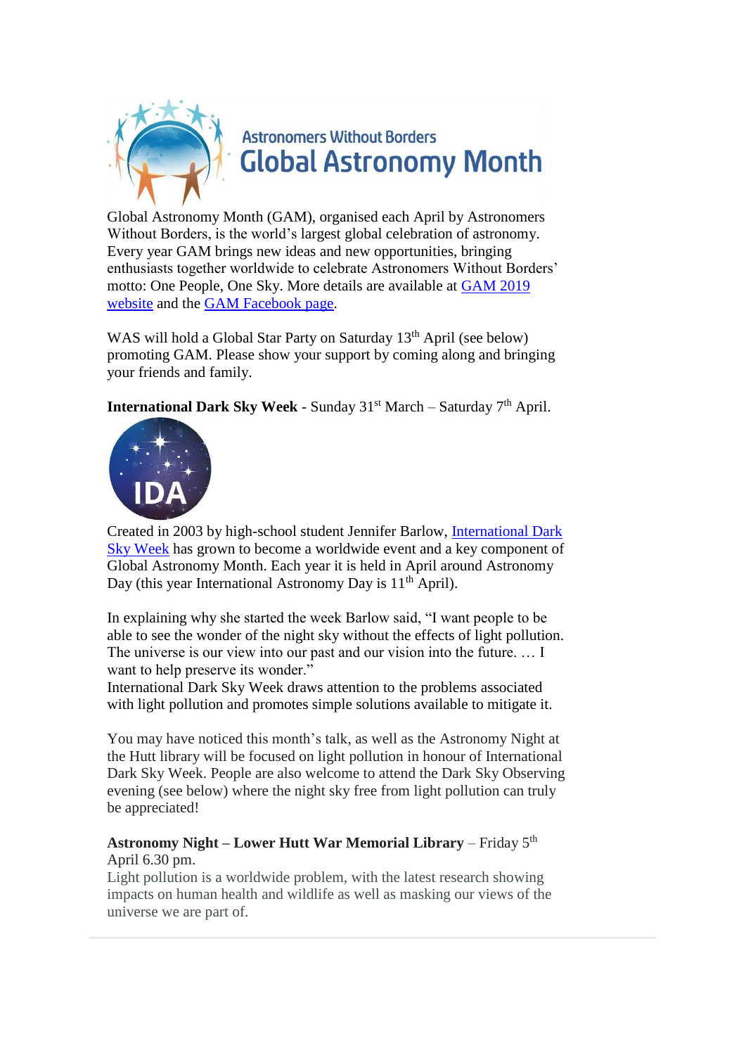Astronomers Without Borders
**Global Astronomy Month**

Global Astronomy Month (GAM), organised each April by Astronomers Without Borders, is the world's largest global celebration of astronomy. Every year GAM brings new ideas and new opportunities, bringing enthusiasts together worldwide to celebrate Astronomers Without Borders' motto: One People, One Sky. More details are available at GAM 2019 website and the GAM Facebook page.

WAS will hold a Global Star Party on Saturday 13th April (see below) promoting GAM. Please show your support by coming along and bringing your friends and family.

**International Dark Sky Week** - Sunday 31st March – Saturday 7th April.

IDA

Created in 2003 by high-school student Jennifer Barlow, International Dark Sky Week has grown to become a worldwide event and a key component of Global Astronomy Month. Each year it is held in April around Astronomy Day (this year International Astronomy Day is 11th April).

In explaining why she started the week Barlow said, "I want people to be able to see the wonder of the night sky without the effects of light pollution. The universe is our view into our past and our vision into the future. … I want to help preserve its wonder."
International Dark Sky Week draws attention to the problems associated with light pollution and promotes simple solutions available to mitigate it.

You may have noticed this month's talk, as well as the Astronomy Night at the Hutt library will be focused on light pollution in honour of International Dark Sky Week. People are also welcome to attend the Dark Sky Observing evening (see below) where the night sky free from light pollution can truly be appreciated!

**Astronomy Night – Lower Hutt War Memorial Library** – Friday 5th April 6.30 pm.
Light pollution is a worldwide problem, with the latest research showing impacts on human health and wildlife as well as masking our views of the universe we are part of.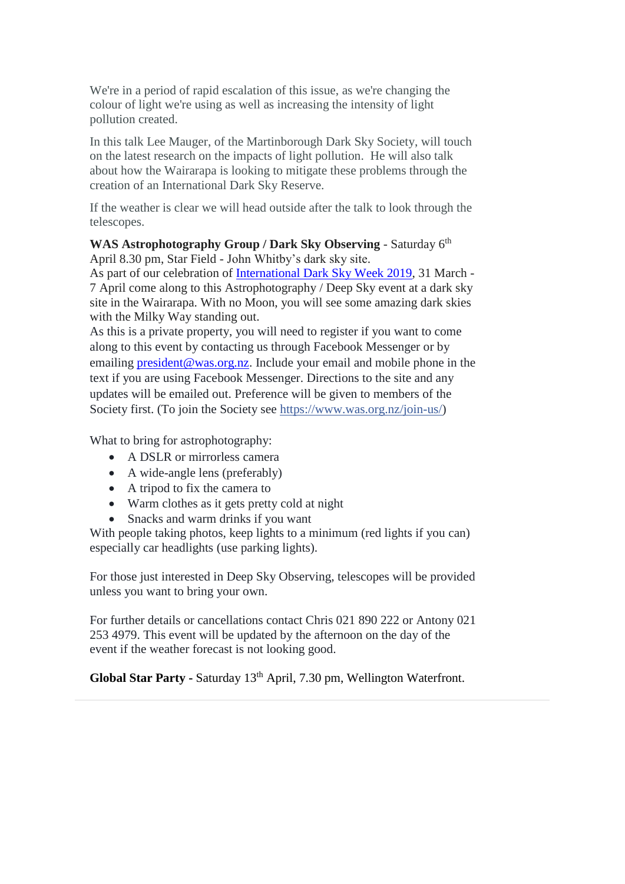We're in a period of rapid escalation of this issue, as we're changing the colour of light we're using as well as increasing the intensity of light pollution created.

In this talk Lee Mauger, of the Martinborough Dark Sky Society, will touch on the latest research on the impacts of light pollution. He will also talk about how the Wairarapa is looking to mitigate these problems through the creation of an International Dark Sky Reserve.

If the weather is clear we will head outside after the talk to look through the telescopes.

**WAS Astrophotography Group / Dark Sky Observing** - Saturday 6th April 8.30 pm, Star Field - John Whitby's dark sky site.
As part of our celebration of International Dark Sky Week 2019, 31 March - 7 April come along to this Astrophotography / Deep Sky event at a dark sky site in the Wairarapa. With no Moon, you will see some amazing dark skies with the Milky Way standing out.
As this is a private property, you will need to register if you want to come along to this event by contacting us through Facebook Messenger or by emailing president@was.org.nz. Include your email and mobile phone in the text if you are using Facebook Messenger. Directions to the site and any updates will be emailed out. Preference will be given to members of the Society first. (To join the Society see https://www.was.org.nz/join-us/)

What to bring for astrophotography:

- A DSLR or mirrorless camera
- A wide-angle lens (preferably)
- A tripod to fix the camera to
- Warm clothes as it gets pretty cold at night
- Snacks and warm drinks if you want

With people taking photos, keep lights to a minimum (red lights if you can) especially car headlights (use parking lights).

For those just interested in Deep Sky Observing, telescopes will be provided unless you want to bring your own.

For further details or cancellations contact Chris 021 890 222 or Antony 021 253 4979. This event will be updated by the afternoon on the day of the event if the weather forecast is not looking good.

**Global Star Party -** Saturday 13th April, 7.30 pm, Wellington Waterfront.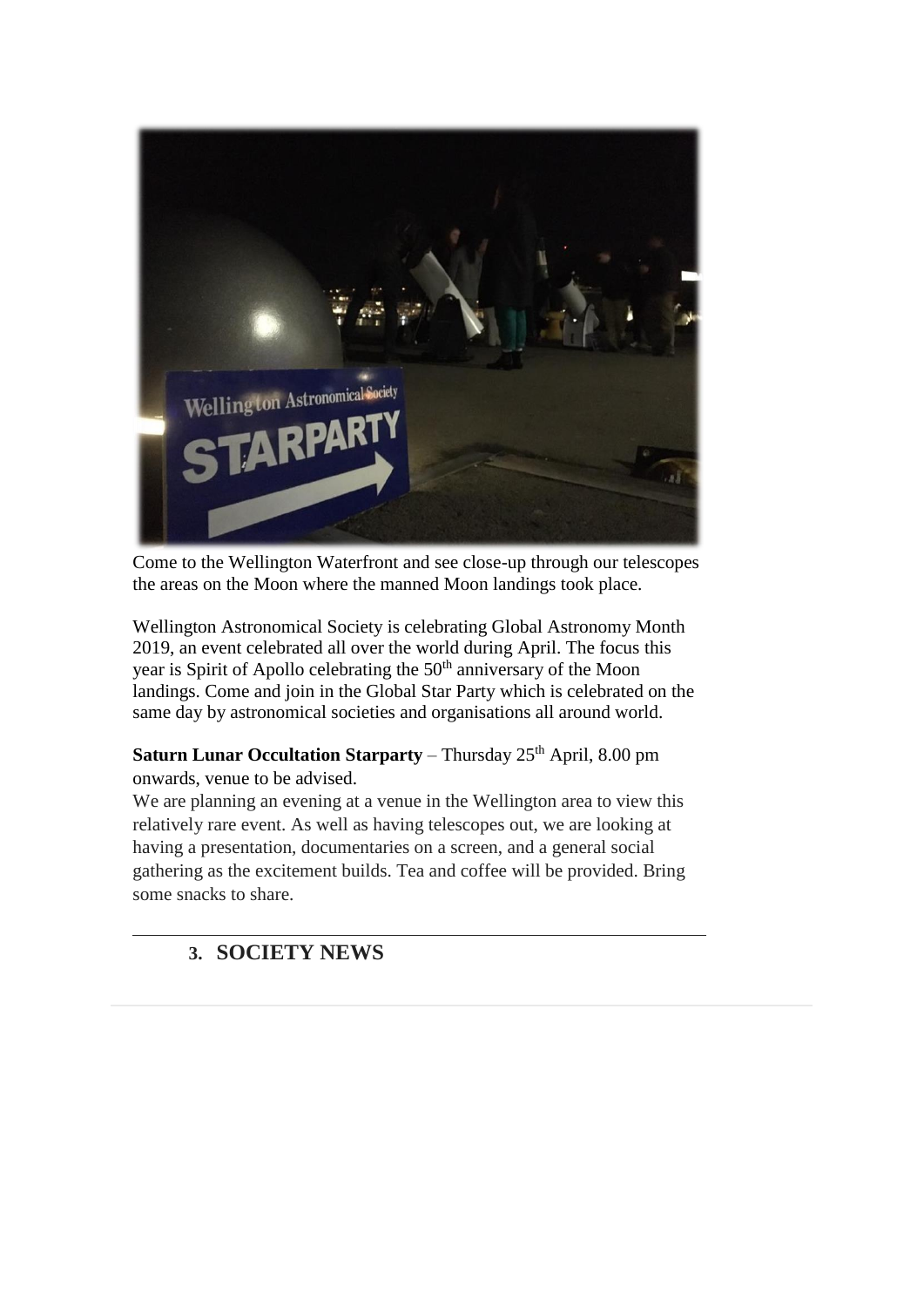Come to the Wellington Waterfront and see close-up through our telescopes the areas on the Moon where the manned Moon landings took place.

Wellington Astronomical Society is celebrating Global Astronomy Month 2019, an event celebrated all over the world during April. The focus this year is Spirit of Apollo celebrating the 50th anniversary of the Moon landings. Come and join in the Global Star Party which is celebrated on the same day by astronomical societies and organisations all around world.

**Saturn Lunar Occultation Starparty** – Thursday 25th April, 8.00 pm onwards, venue to be advised.

We are planning an evening at a venue in the Wellington area to view this relatively rare event. As well as having telescopes out, we are looking at having a presentation, documentaries on a screen, and a general social gathering as the excitement builds. Tea and coffee will be provided. Bring some snacks to share.

---

## 3. SOCIETY NEWS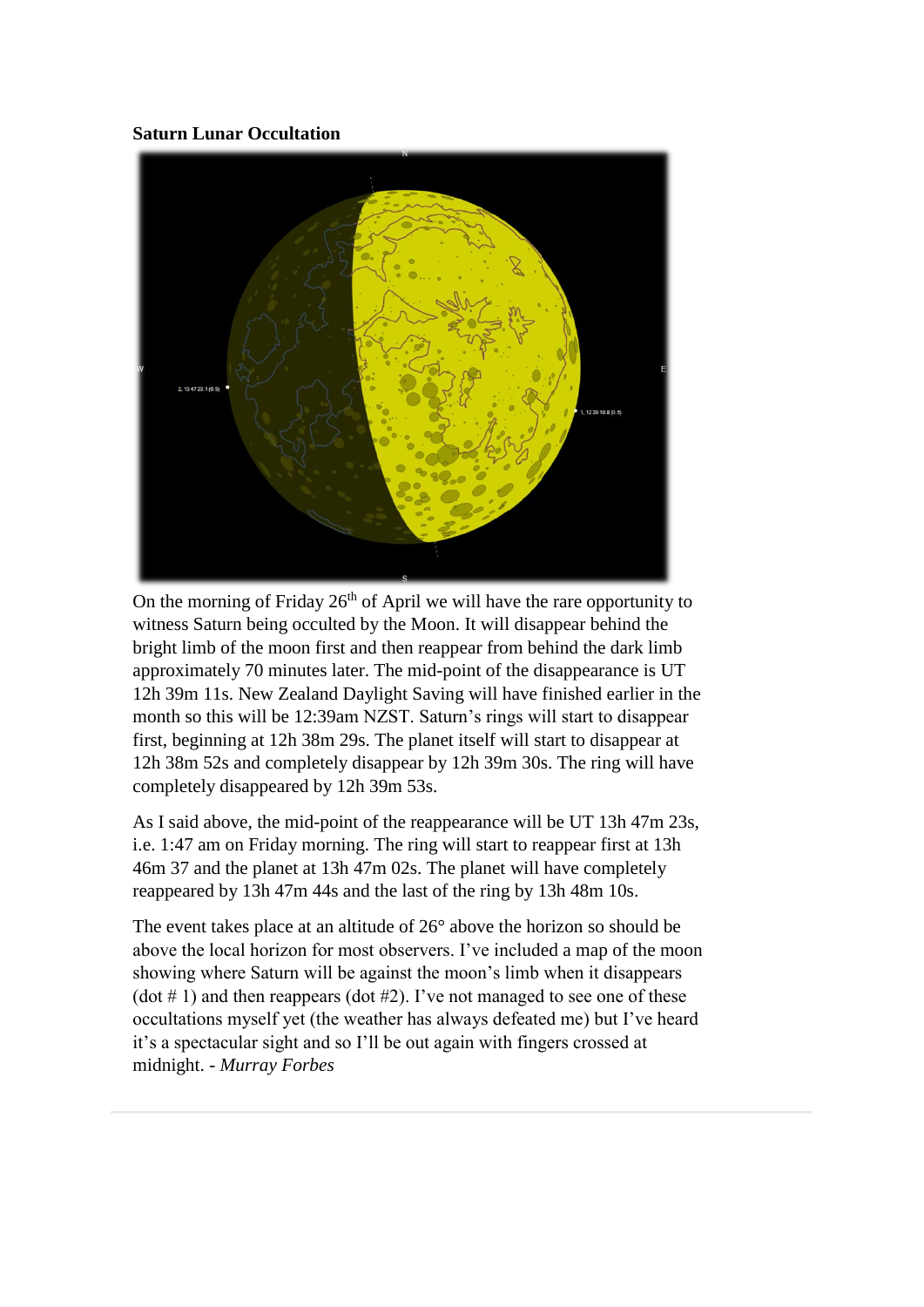**Saturn Lunar Occultation**

On the morning of Friday 26th of April we will have the rare opportunity to witness Saturn being occulted by the Moon. It will disappear behind the bright limb of the moon first and then reappear from behind the dark limb approximately 70 minutes later. The mid-point of the disappearance is UT 12h 39m 11s. New Zealand Daylight Saving will have finished earlier in the month so this will be 12:39am NZST. Saturn's rings will start to disappear first, beginning at 12h 38m 29s. The planet itself will start to disappear at 12h 38m 52s and completely disappear by 12h 39m 30s. The ring will have completely disappeared by 12h 39m 53s.

As I said above, the mid-point of the reappearance will be UT 13h 47m 23s, i.e. 1:47 am on Friday morning. The ring will start to reappear first at 13h 46m 37 and the planet at 13h 47m 02s. The planet will have completely reappeared by 13h 47m 44s and the last of the ring by 13h 48m 10s.

The event takes place at an altitude of 26° above the horizon so should be above the local horizon for most observers. I've included a map of the moon showing where Saturn will be against the moon's limb when it disappears (dot # 1) and then reappears (dot #2). I've not managed to see one of these occultations myself yet (the weather has always defeated me) but I've heard it's a spectacular sight and so I'll be out again with fingers crossed at midnight. - *Murray Forbes*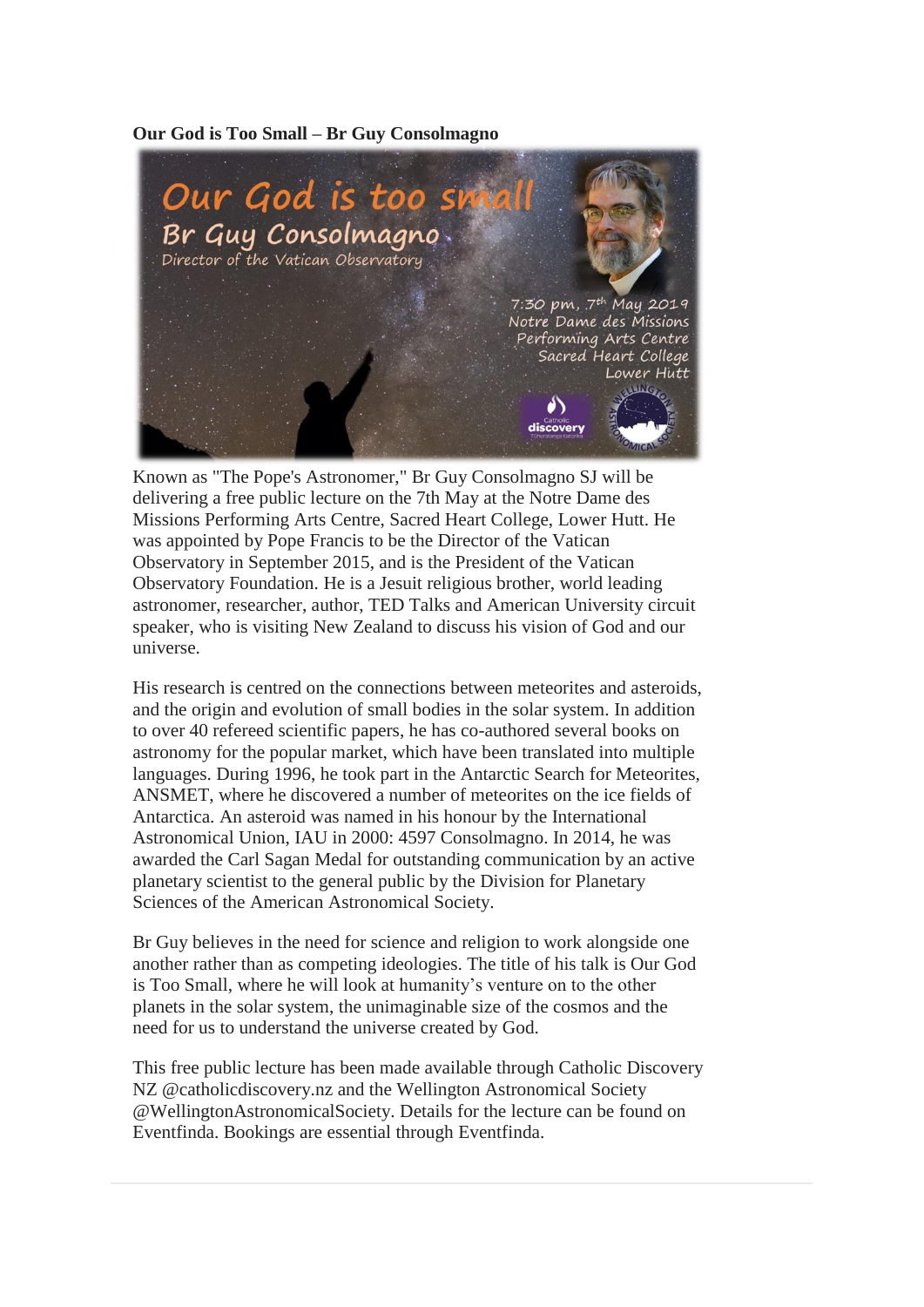**Our God is Too Small – Br Guy Consolmagno**

Known as "The Pope's Astronomer," Br Guy Consolmagno SJ will be delivering a free public lecture on the 7th May at the Notre Dame des Missions Performing Arts Centre, Sacred Heart College, Lower Hutt. He was appointed by Pope Francis to be the Director of the Vatican Observatory in September 2015, and is the President of the Vatican Observatory Foundation. He is a Jesuit religious brother, world leading astronomer, researcher, author, TED Talks and American University circuit speaker, who is visiting New Zealand to discuss his vision of God and our universe.

His research is centred on the connections between meteorites and asteroids, and the origin and evolution of small bodies in the solar system. In addition to over 40 refereed scientific papers, he has co-authored several books on astronomy for the popular market, which have been translated into multiple languages. During 1996, he took part in the Antarctic Search for Meteorites, ANSMET, where he discovered a number of meteorites on the ice fields of Antarctica. An asteroid was named in his honour by the International Astronomical Union, IAU in 2000: 4597 Consolmagno. In 2014, he was awarded the Carl Sagan Medal for outstanding communication by an active planetary scientist to the general public by the Division for Planetary Sciences of the American Astronomical Society.

Br Guy believes in the need for science and religion to work alongside one another rather than as competing ideologies. The title of his talk is Our God is Too Small, where he will look at humanity's venture on to the other planets in the solar system, the unimaginable size of the cosmos and the need for us to understand the universe created by God.

This free public lecture has been made available through Catholic Discovery NZ @catholicdiscovery.nz and the Wellington Astronomical Society @WellingtonAstronomicalSociety. Details for the lecture can be found on Eventfinda. Bookings are essential through Eventfinda.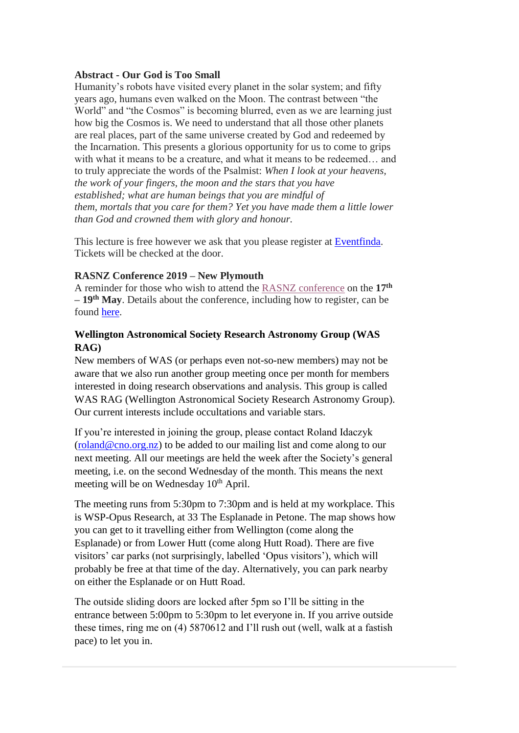**Abstract - Our God is Too Small**
Humanity's robots have visited every planet in the solar system; and fifty years ago, humans even walked on the Moon. The contrast between "the World" and "the Cosmos" is becoming blurred, even as we are learning just how big the Cosmos is. We need to understand that all those other planets are real places, part of the same universe created by God and redeemed by the Incarnation. This presents a glorious opportunity for us to come to grips with what it means to be a creature, and what it means to be redeemed… and to truly appreciate the words of the Psalmist: *When I look at your heavens, the work of your fingers, the moon and the stars that you have established; what are human beings that you are mindful of them, mortals that you care for them? Yet you have made them a little lower than God and crowned them with glory and honour.*

This lecture is free however we ask that you please register at Eventfinda. Tickets will be checked at the door.

**RASNZ Conference 2019 – New Plymouth**
A reminder for those who wish to attend the RASNZ conference on the **17th – 19th May**. Details about the conference, including how to register, can be found here.

**Wellington Astronomical Society Research Astronomy Group (WAS RAG)**
New members of WAS (or perhaps even not-so-new members) may not be aware that we also run another group meeting once per month for members interested in doing research observations and analysis. This group is called WAS RAG (Wellington Astronomical Society Research Astronomy Group). Our current interests include occultations and variable stars.

If you're interested in joining the group, please contact Roland Idaczyk (roland@cno.org.nz) to be added to our mailing list and come along to our next meeting. All our meetings are held the week after the Society's general meeting, i.e. on the second Wednesday of the month. This means the next meeting will be on Wednesday 10th April.

The meeting runs from 5:30pm to 7:30pm and is held at my workplace. This is WSP-Opus Research, at 33 The Esplanade in Petone. The map shows how you can get to it travelling either from Wellington (come along the Esplanade) or from Lower Hutt (come along Hutt Road). There are five visitors' car parks (not surprisingly, labelled 'Opus visitors'), which will probably be free at that time of the day. Alternatively, you can park nearby on either the Esplanade or on Hutt Road.

The outside sliding doors are locked after 5pm so I'll be sitting in the entrance between 5:00pm to 5:30pm to let everyone in. If you arrive outside these times, ring me on (4) 5870612 and I'll rush out (well, walk at a fastish pace) to let you in.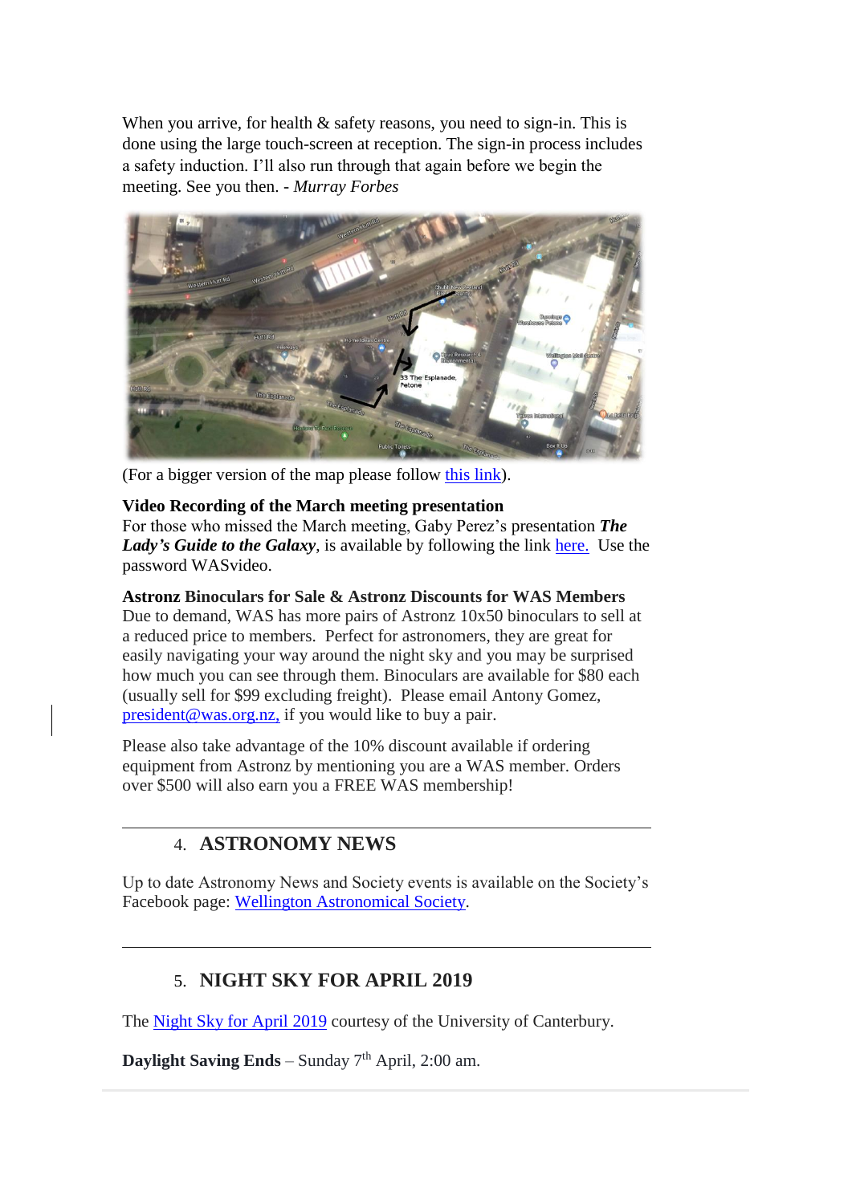When you arrive, for health & safety reasons, you need to sign-in. This is done using the large touch-screen at reception. The sign-in process includes a safety induction. I'll also run through that again before we begin the meeting. See you then. - *Murray Forbes*

(For a bigger version of the map please follow this link).

**Video Recording of the March meeting presentation**
For those who missed the March meeting, Gaby Perez's presentation ***The Lady's Guide to the Galaxy***, is available by following the link here. Use the password WASvideo.

**Astronz Binoculars for Sale & Astronz Discounts for WAS Members**
Due to demand, WAS has more pairs of Astronz 10x50 binoculars to sell at a reduced price to members. Perfect for astronomers, they are great for easily navigating your way around the night sky and you may be surprised how much you can see through them. Binoculars are available for $80 each (usually sell for $99 excluding freight). Please email Antony Gomez, president@was.org.nz, if you would like to buy a pair.

Please also take advantage of the 10% discount available if ordering equipment from Astronz by mentioning you are a WAS member. Orders over $500 will also earn you a FREE WAS membership!

## 4. ASTRONOMY NEWS

Up to date Astronomy News and Society events is available on the Society's Facebook page: Wellington Astronomical Society.

## 5. NIGHT SKY FOR APRIL 2019

The Night Sky for April 2019 courtesy of the University of Canterbury.

**Daylight Saving Ends** – Sunday 7th April, 2:00 am.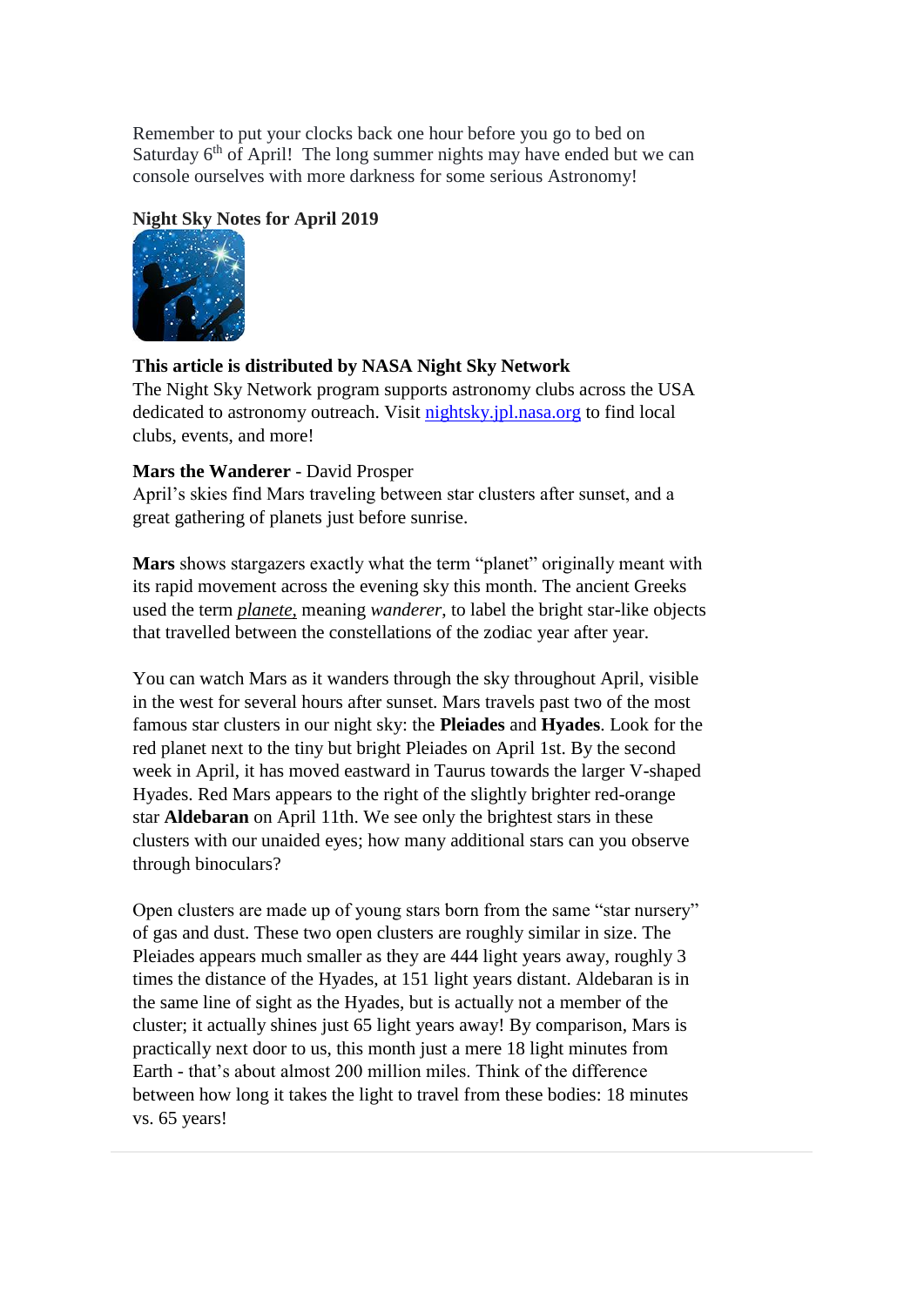Remember to put your clocks back one hour before you go to bed on Saturday 6th of April! The long summer nights may have ended but we can console ourselves with more darkness for some serious Astronomy!

**Night Sky Notes for April 2019**

**This article is distributed by NASA Night Sky Network**

The Night Sky Network program supports astronomy clubs across the USA dedicated to astronomy outreach. Visit [nightsky.jpl.nasa.org](nightsky.jpl.nasa.org) to find local clubs, events, and more!

**Mars the Wanderer** - David Prosper

April's skies find Mars traveling between star clusters after sunset, and a great gathering of planets just before sunrise.

**Mars** shows stargazers exactly what the term "planet" originally meant with its rapid movement across the evening sky this month. The ancient Greeks used the term *planete*, meaning *wanderer*, to label the bright star-like objects that travelled between the constellations of the zodiac year after year.

You can watch Mars as it wanders through the sky throughout April, visible in the west for several hours after sunset. Mars travels past two of the most famous star clusters in our night sky: the **Pleiades** and **Hyades**. Look for the red planet next to the tiny but bright Pleiades on April 1st. By the second week in April, it has moved eastward in Taurus towards the larger V-shaped Hyades. Red Mars appears to the right of the slightly brighter red-orange star **Aldebaran** on April 11th. We see only the brightest stars in these clusters with our unaided eyes; how many additional stars can you observe through binoculars?

Open clusters are made up of young stars born from the same "star nursery" of gas and dust. These two open clusters are roughly similar in size. The Pleiades appears much smaller as they are 444 light years away, roughly 3 times the distance of the Hyades, at 151 light years distant. Aldebaran is in the same line of sight as the Hyades, but is actually not a member of the cluster; it actually shines just 65 light years away! By comparison, Mars is practically next door to us, this month just a mere 18 light minutes from Earth - that's about almost 200 million miles. Think of the difference between how long it takes the light to travel from these bodies: 18 minutes vs. 65 years!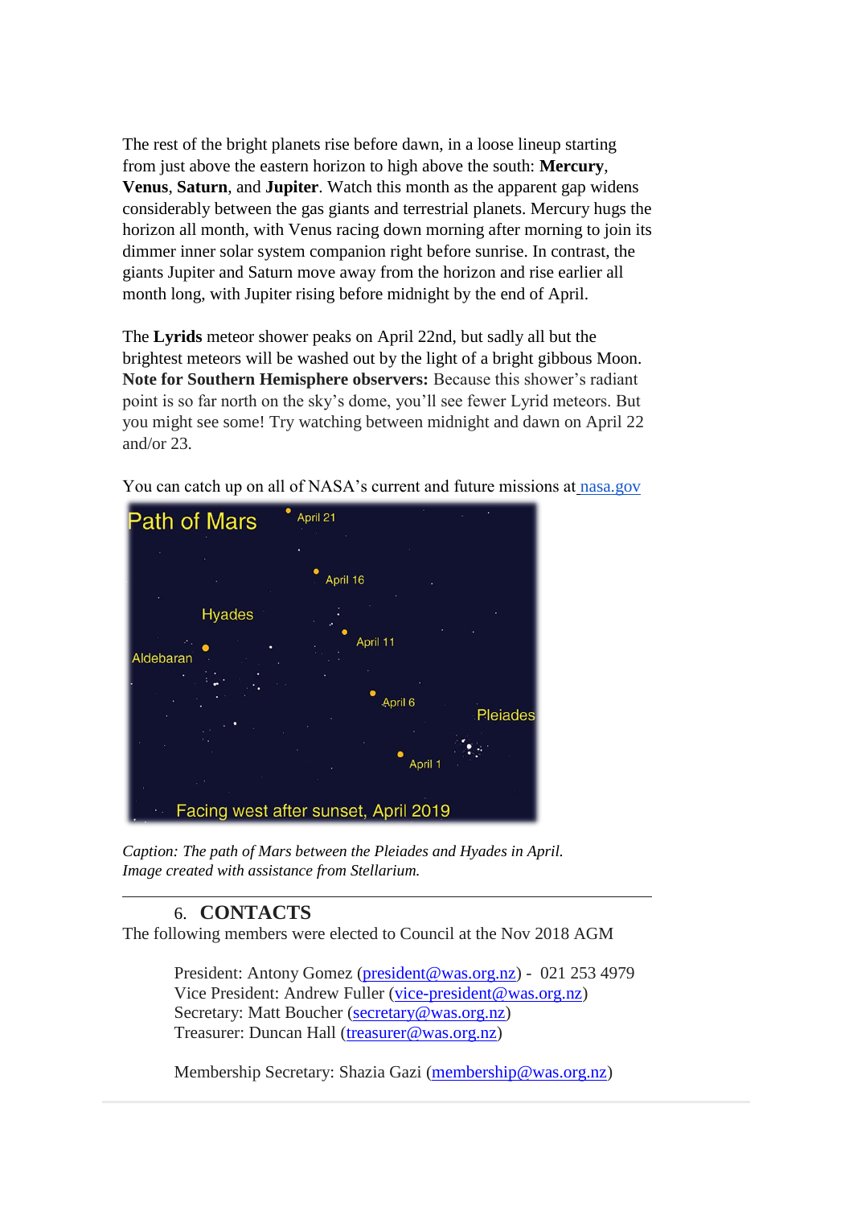The rest of the bright planets rise before dawn, in a loose lineup starting from just above the eastern horizon to high above the south: **Mercury**, **Venus**, **Saturn**, and **Jupiter**. Watch this month as the apparent gap widens considerably between the gas giants and terrestrial planets. Mercury hugs the horizon all month, with Venus racing down morning after morning to join its dimmer inner solar system companion right before sunrise. In contrast, the giants Jupiter and Saturn move away from the horizon and rise earlier all month long, with Jupiter rising before midnight by the end of April.

The **Lyrids** meteor shower peaks on April 22nd, but sadly all but the brightest meteors will be washed out by the light of a bright gibbous Moon. **Note for Southern Hemisphere observers:** Because this shower's radiant point is so far north on the sky's dome, you'll see fewer Lyrid meteors. But you might see some! Try watching between midnight and dawn on April 22 and/or 23.

You can catch up on all of NASA's current and future missions at [nasa.gov](nasa.gov)

*Caption: The path of Mars between the Pleiades and Hyades in April. Image created with assistance from Stellarium.*

---

## 6. CONTACTS

The following members were elected to Council at the Nov 2018 AGM

President: Antony Gomez (president@was.org.nz) - 021 253 4979
Vice President: Andrew Fuller (vice-president@was.org.nz)
Secretary: Matt Boucher (secretary@was.org.nz)
Treasurer: Duncan Hall (treasurer@was.org.nz)

Membership Secretary: Shazia Gazi (membership@was.org.nz)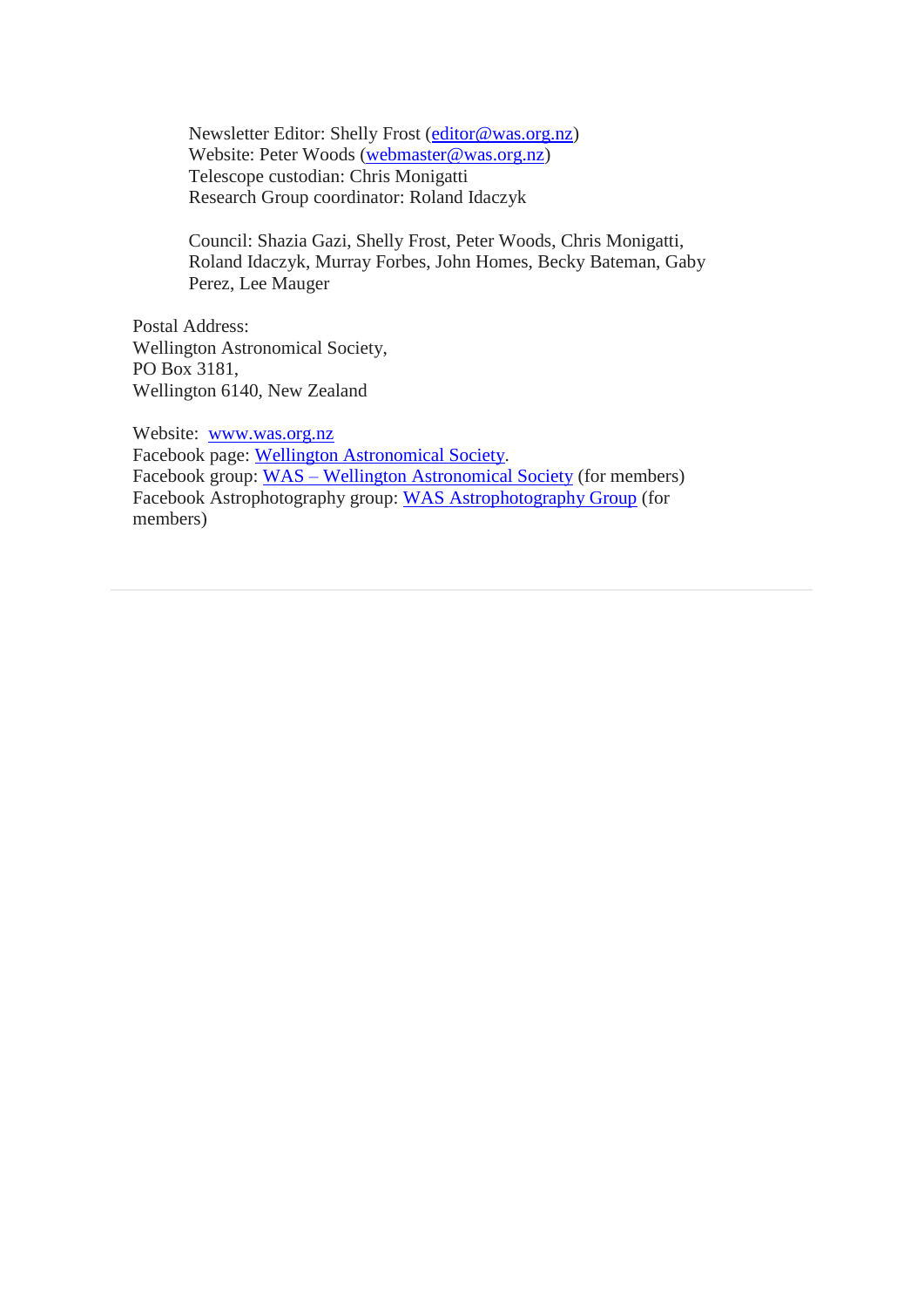Newsletter Editor: Shelly Frost (editor@was.org.nz)
Website: Peter Woods (webmaster@was.org.nz)
Telescope custodian: Chris Monigatti
Research Group coordinator: Roland Idaczyk

Council: Shazia Gazi, Shelly Frost, Peter Woods, Chris Monigatti, Roland Idaczyk, Murray Forbes, John Homes, Becky Bateman, Gaby Perez, Lee Mauger

Postal Address:
Wellington Astronomical Society,
PO Box 3181,
Wellington 6140, New Zealand

Website: www.was.org.nz
Facebook page: Wellington Astronomical Society.
Facebook group: WAS – Wellington Astronomical Society (for members)
Facebook Astrophotography group: WAS Astrophotography Group (for members)

---